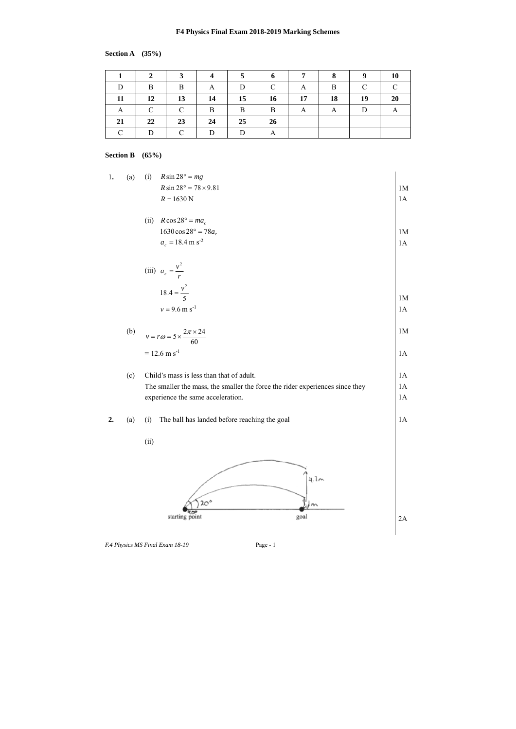# F4 Physics Final Exam 2018-2019 Marking Schemes

**Section A (35%)**

| **1** | **2** | **3** | **4** | **5** | **6** | **7** | **8** | **9** | **10** |
|---|---|---|---|---|---|---|---|---|---|
| D | B | B | A | D | C | A | B | C | C |
| **11** | **12** | **13** | **14** | **15** | **16** | **17** | **18** | **19** | **20** |
| A | C | C | B | B | B | A | A | D | A |
| **21** | **22** | **23** | **24** | **25** | **26** | | | | |
| C | D | C | D | D | A | | | | |

**Section B (65%)**

**1.** (a) (i) $R\sin 28° = mg$

$R\sin 28° = 78 \times 9.81$ — 1M

$R = 1630$ N — 1A

(ii) $R\cos 28° = ma_c$

$1630\cos 28° = 78a_c$ — 1M

$a_c = 18.4$ m s$^{-2}$ — 1A

(iii) $a_c = \dfrac{v^2}{r}$

$18.4 = \dfrac{v^2}{5}$ — 1M

$v = 9.6$ m s$^{-1}$ — 1A

(b) $v = r\omega = 5 \times \dfrac{2\pi \times 24}{60}$ — 1M

$= 12.6$ m s$^{-1}$ — 1A

(c) Child's mass is less than that of adult. — 1A

The smaller the mass, the smaller the force the rider experiences since they experience the same acceleration. — 1A, 1A

**2.** (a) (i) The ball has landed before reaching the goal — 1A

(ii) [Sketch: two trajectories from starting point to goal; lower path at 20° reaching 1 m at the goal, higher path at 40° reaching 4.7 m at the goal] — 2A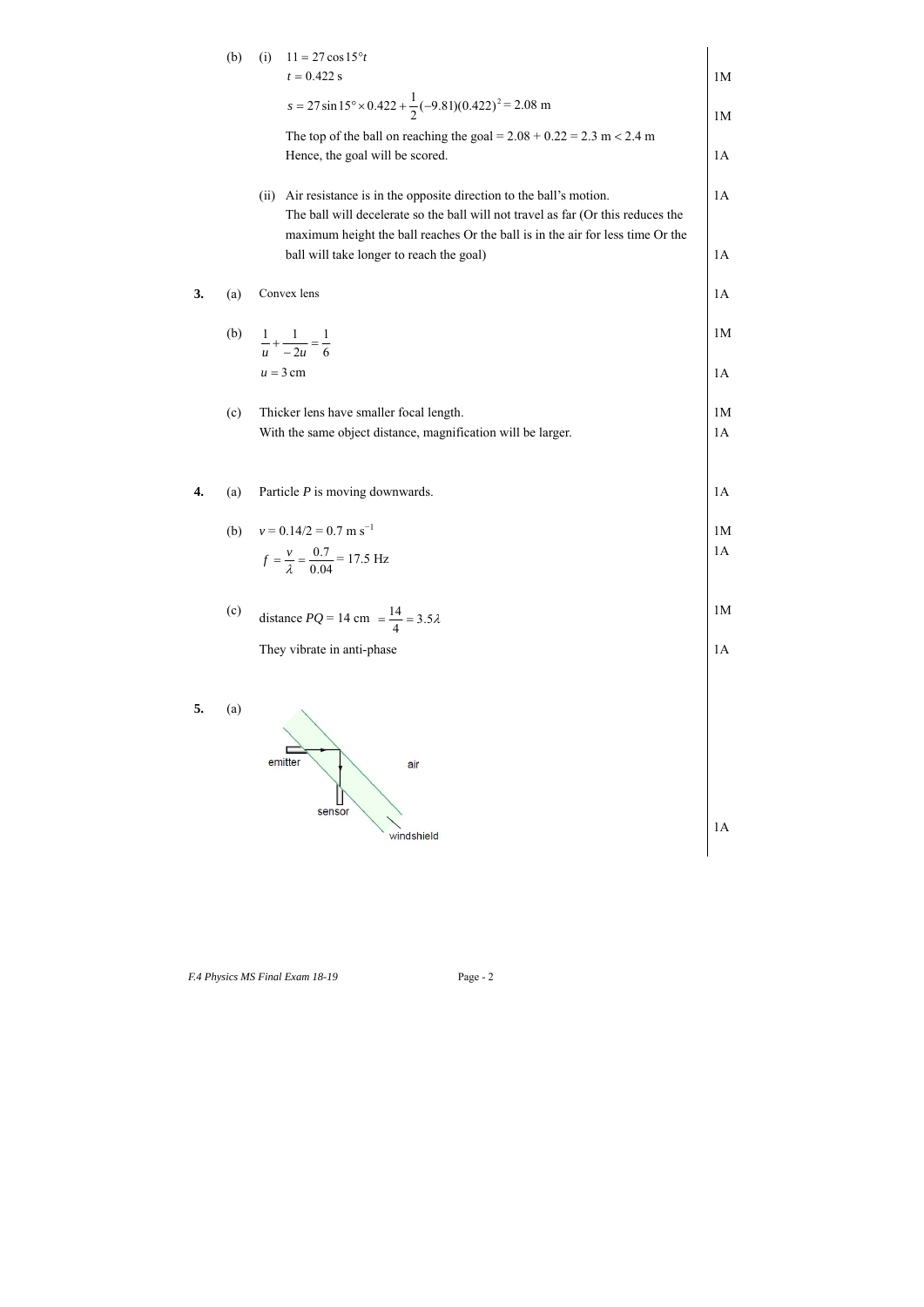(b) (i) $11 = 27\cos 15° t$ 

$t = 0.422$ s — 1M

$s = 27\sin 15° \times 0.422 + \frac{1}{2}(-9.81)(0.422)^2 = 2.08$ m — 1M

The top of the ball on reaching the goal = 2.08 + 0.22 = 2.3 m < 2.4 m

Hence, the goal will be scored. — 1A

(ii) Air resistance is in the opposite direction to the ball's motion. — 1A

The ball will decelerate so the ball will not travel as far (Or this reduces the maximum height the ball reaches Or the ball is in the air for less time Or the ball will take longer to reach the goal) — 1A

**3.** (a) Convex lens — 1A

(b) $\frac{1}{u} + \frac{1}{-2u} = \frac{1}{6}$ — 1M

$u = 3$ cm — 1A

(c) Thicker lens have smaller focal length. — 1M

With the same object distance, magnification will be larger. — 1A

**4.** (a) Particle *P* is moving downwards. — 1A

(b) $v = 0.14/2 = 0.7$ m s$^{-1}$ — 1M

$f = \frac{v}{\lambda} = \frac{0.7}{0.04} = 17.5$ Hz — 1A

(c) distance $PQ$ = 14 cm $= \frac{14}{4} = 3.5\lambda$ — 1M

They vibrate in anti-phase — 1A

**5.** (a)

emitter, air, sensor, windshield — 1A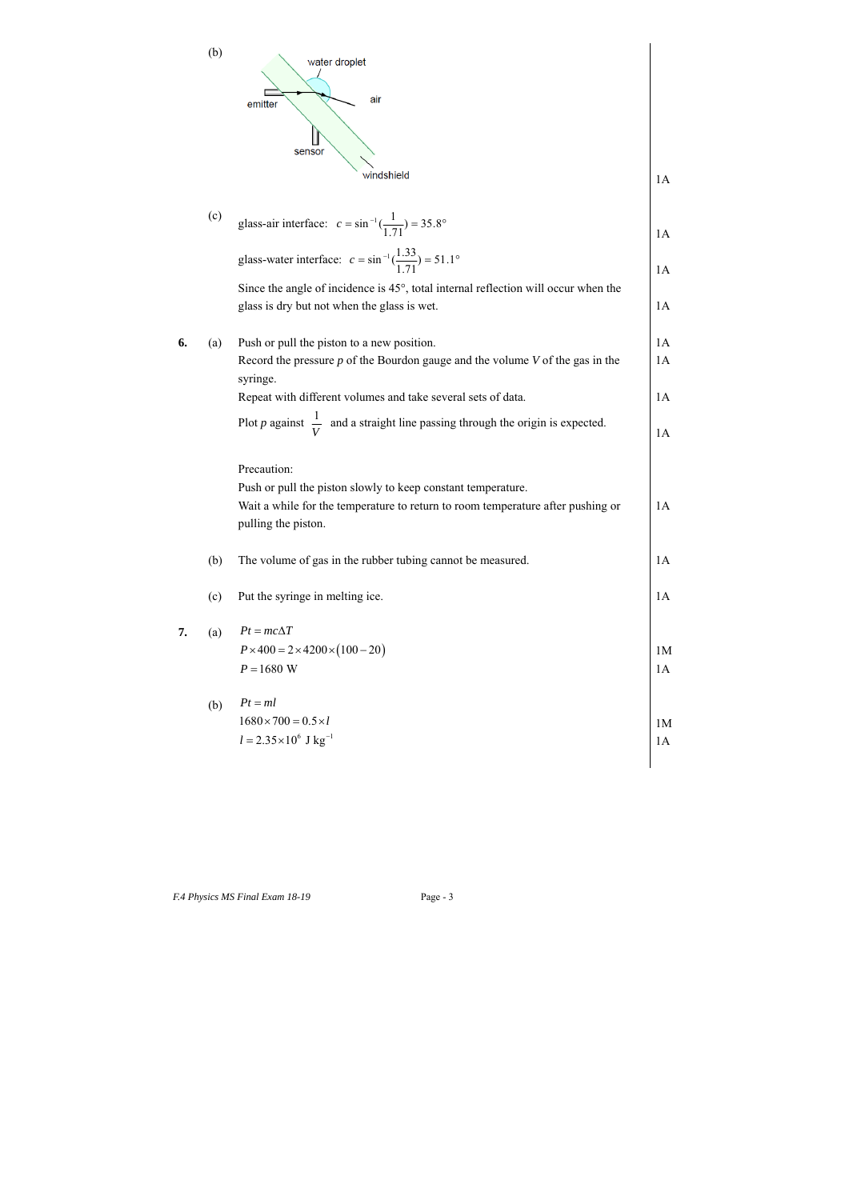(b) water droplet, emitter, air, sensor, windshield — 1A

(c) glass-air interface: $c = \sin^{-1}(\frac{1}{1.71}) = 35.8°$ — 1A

glass-water interface: $c = \sin^{-1}(\frac{1.33}{1.71}) = 51.1°$ — 1A

Since the angle of incidence is 45°, total internal reflection will occur when the glass is dry but not when the glass is wet. — 1A

**6.** (a) Push or pull the piston to a new position. — 1A

Record the pressure $p$ of the Bourdon gauge and the volume $V$ of the gas in the syringe. — 1A

Repeat with different volumes and take several sets of data. — 1A

Plot $p$ against $\frac{1}{V}$ and a straight line passing through the origin is expected. — 1A

Precaution:

Push or pull the piston slowly to keep constant temperature.

Wait a while for the temperature to return to room temperature after pushing or pulling the piston. — 1A

(b) The volume of gas in the rubber tubing cannot be measured. — 1A

(c) Put the syringe in melting ice. — 1A

**7.** (a) $Pt = mc\Delta T$

$P \times 400 = 2 \times 4200 \times (100 - 20)$ — 1M

$P = 1680$ W — 1A

(b) $Pt = ml$

$1680 \times 700 = 0.5 \times l$ — 1M

$l = 2.35 \times 10^6$ J kg$^{-1}$ — 1A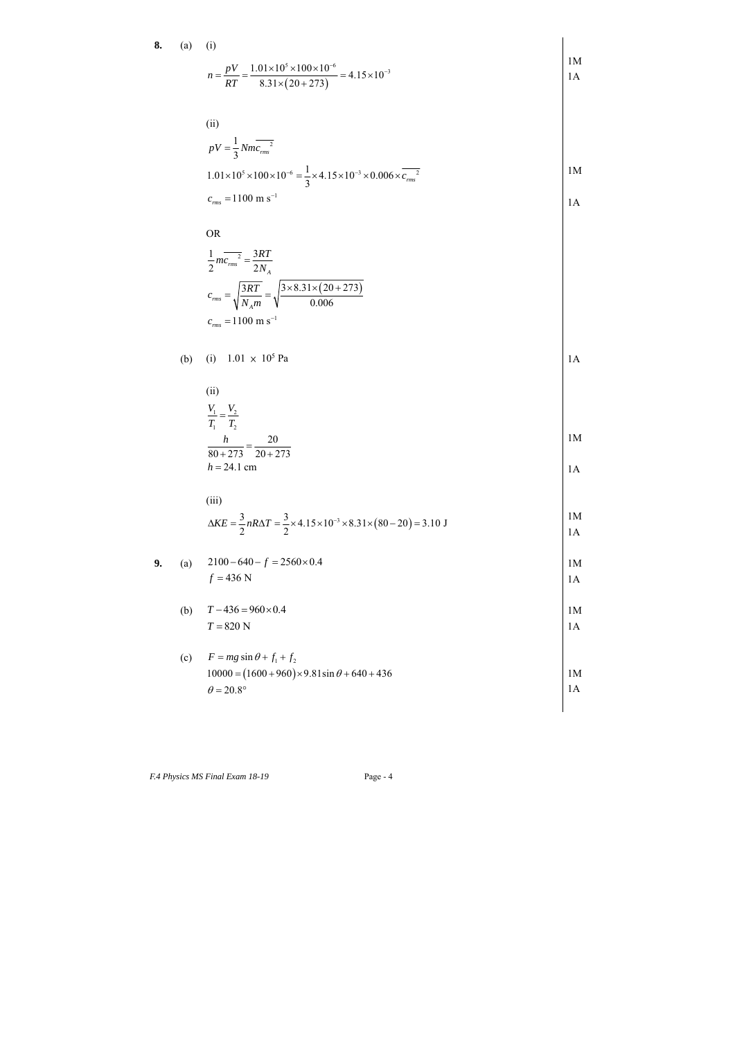**8.** (a) (i)

$$n = \frac{pV}{RT} = \frac{1.01\times10^5 \times 100\times10^{-6}}{8.31\times(20+273)} = 4.15\times10^{-3}$$

1M
1A

(ii)

$$pV = \frac{1}{3}Nm\overline{c_{rms}^{\ 2}}$$

$$1.01\times10^5 \times 100\times10^{-6} = \frac{1}{3}\times 4.15\times10^{-3}\times 0.006\times\overline{c_{rms}^{\ 2}}$$

1M

$$c_{rms} = 1100 \text{ m s}^{-1}$$

1A

OR

$$\frac{1}{2}m\overline{c_{rms}^{\ 2}} = \frac{3RT}{2N_A}$$

$$c_{rms} = \sqrt{\frac{3RT}{N_A m}} = \sqrt{\frac{3\times 8.31\times(20+273)}{0.006}}$$

$$c_{rms} = 1100 \text{ m s}^{-1}$$

(b) (i) $1.01 \times 10^5$ Pa

1A

(ii)

$$\frac{V_1}{T_1} = \frac{V_2}{T_2}$$

$$\frac{h}{80+273} = \frac{20}{20+273}$$

1M

$$h = 24.1 \text{ cm}$$

1A

(iii)

$$\Delta KE = \frac{3}{2}nR\Delta T = \frac{3}{2}\times 4.15\times10^{-3}\times 8.31\times(80-20) = 3.10 \text{ J}$$

1M
1A

**9.** (a)

$$2100 - 640 - f = 2560\times 0.4$$

$$f = 436 \text{ N}$$

1M
1A

(b)

$$T - 436 = 960\times 0.4$$

$$T = 820 \text{ N}$$

1M
1A

(c)

$$F = mg\sin\theta + f_1 + f_2$$

$$10000 = (1600+960)\times 9.81\sin\theta + 640 + 436$$

$$\theta = 20.8^\circ$$

1M
1A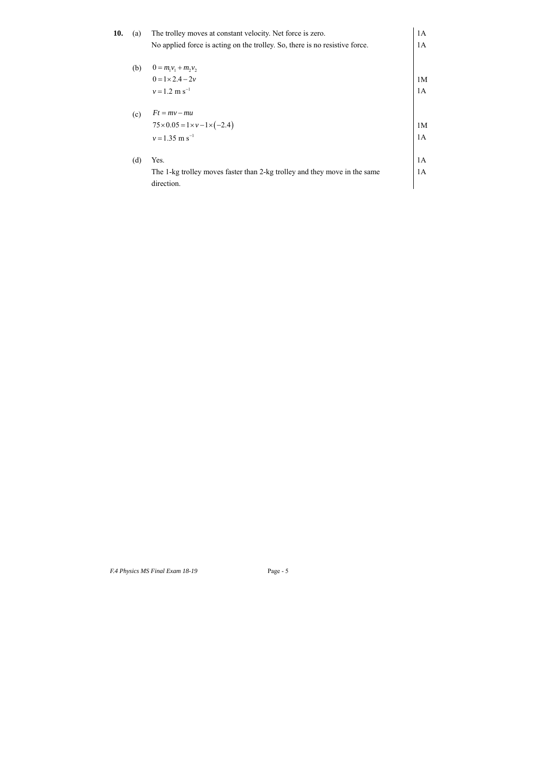**10.** (a) The trolley moves at constant velocity. Net force is zero. 1A

No applied force is acting on the trolley. So, there is no resistive force. 1A

(b) $0 = m_1 v_1 + m_2 v_2$

$0 = 1 \times 2.4 - 2v$ 1M

$v = 1.2 \text{ m s}^{-1}$ 1A

(c) $Ft = mv - mu$

$75 \times 0.05 = 1 \times v - 1 \times (-2.4)$ 1M

$v = 1.35 \text{ m s}^{-1}$ 1A

(d) Yes. 1A

The 1-kg trolley moves faster than 2-kg trolley and they move in the same direction. 1A